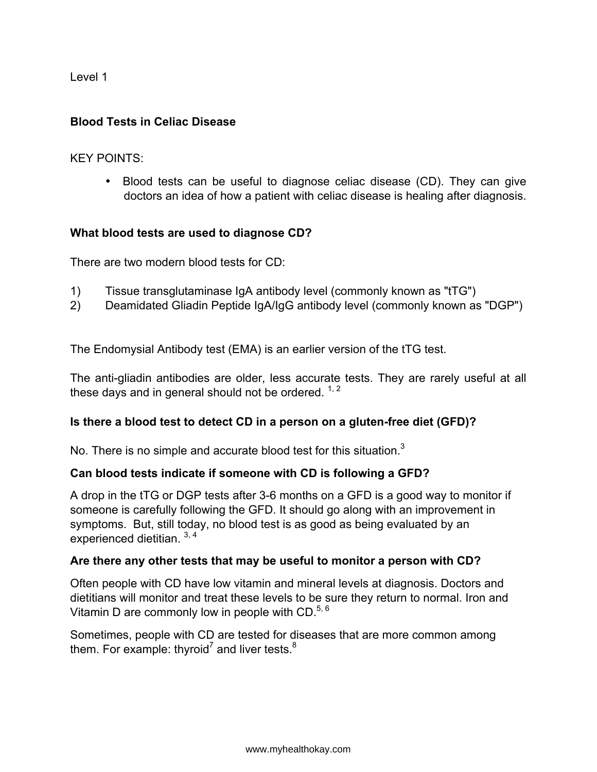Level 1

## Blood Tests in Celiac Disease

KEY POINTS:

- Blood tests can be useful to diagnose celiac disease (CD). They can give doctors an idea of how a patient with celiac disease is healing after diagnosis.

### What blood tests are used to diagnose CD?

There are two modern blood tests for CD:

1) Tissue transglutaminase IgA antibody level (commonly known as "tTG")
2) Deamidated Gliadin Peptide IgA/IgG antibody level (commonly known as "DGP")

The Endomysial Antibody test (EMA) is an earlier version of the tTG test.

The anti-gliadin antibodies are older, less accurate tests. They are rarely useful at all these days and in general should not be ordered. [1, 2]

### Is there a blood test to detect CD in a person on a gluten-free diet (GFD)?

No. There is no simple and accurate blood test for this situation.[3]

### Can blood tests indicate if someone with CD is following a GFD?

A drop in the tTG or DGP tests after 3-6 months on a GFD is a good way to monitor if someone is carefully following the GFD. It should go along with an improvement in symptoms. But, still today, no blood test is as good as being evaluated by an experienced dietitian. [3, 4]

### Are there any other tests that may be useful to monitor a person with CD?

Often people with CD have low vitamin and mineral levels at diagnosis. Doctors and dietitians will monitor and treat these levels to be sure they return to normal. Iron and Vitamin D are commonly low in people with CD.[5, 6]

Sometimes, people with CD are tested for diseases that are more common among them. For example: thyroid[7] and liver tests.[8]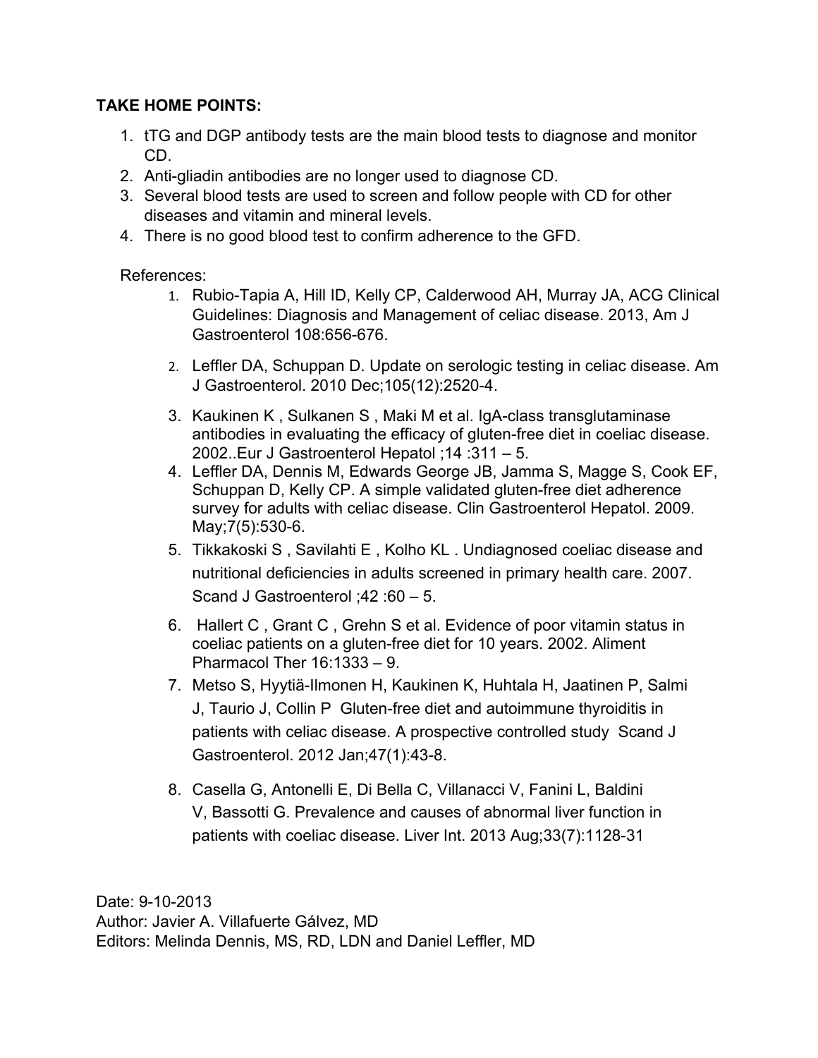**TAKE HOME POINTS:**

1. tTG and DGP antibody tests are the main blood tests to diagnose and monitor CD.
2. Anti-gliadin antibodies are no longer used to diagnose CD.
3. Several blood tests are used to screen and follow people with CD for other diseases and vitamin and mineral levels.
4. There is no good blood test to confirm adherence to the GFD.

References:

1. Rubio-Tapia A, Hill ID, Kelly CP, Calderwood AH, Murray JA, ACG Clinical Guidelines: Diagnosis and Management of celiac disease. 2013, Am J Gastroenterol 108:656-676.
2. Leffler DA, Schuppan D. Update on serologic testing in celiac disease. Am J Gastroenterol. 2010 Dec;105(12):2520-4.
3. Kaukinen K , Sulkanen S , Maki M et al. IgA-class transglutaminase antibodies in evaluating the efficacy of gluten-free diet in coeliac disease. 2002..Eur J Gastroenterol Hepatol ;14 :311 – 5.
4. Leffler DA, Dennis M, Edwards George JB, Jamma S, Magge S, Cook EF, Schuppan D, Kelly CP. A simple validated gluten-free diet adherence survey for adults with celiac disease. Clin Gastroenterol Hepatol. 2009. May;7(5):530-6.
5. Tikkakoski S , Savilahti E , Kolho KL . Undiagnosed coeliac disease and nutritional deficiencies in adults screened in primary health care. 2007. Scand J Gastroenterol ;42 :60 – 5.
6. Hallert C , Grant C , Grehn S et al. Evidence of poor vitamin status in coeliac patients on a gluten-free diet for 10 years. 2002. Aliment Pharmacol Ther 16:1333 – 9.
7. Metso S, Hyytiä-Ilmonen H, Kaukinen K, Huhtala H, Jaatinen P, Salmi J, Taurio J, Collin P Gluten-free diet and autoimmune thyroiditis in patients with celiac disease. A prospective controlled study Scand J Gastroenterol. 2012 Jan;47(1):43-8.
8. Casella G, Antonelli E, Di Bella C, Villanacci V, Fanini L, Baldini V, Bassotti G. Prevalence and causes of abnormal liver function in patients with coeliac disease. Liver Int. 2013 Aug;33(7):1128-31

Date: 9-10-2013
Author: Javier A. Villafuerte Gálvez, MD
Editors: Melinda Dennis, MS, RD, LDN and Daniel Leffler, MD